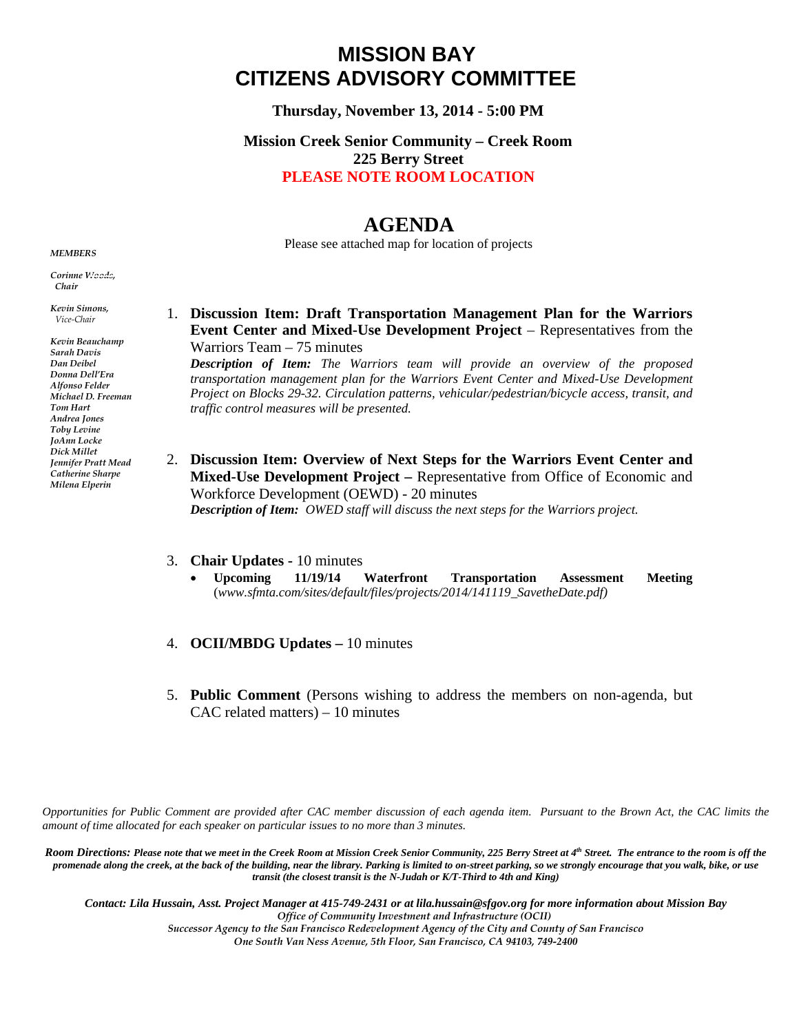# MISSION BAY
# CITIZENS ADVISORY COMMITTEE

**Thursday, November 13, 2014 - 5:00 PM**

**Mission Creek Senior Community – Creek Room**
**225 Berry Street**
**PLEASE NOTE ROOM LOCATION**

## AGENDA

Please see attached map for location of projects

***MEMBERS***

*Corinne Woods, Chair*
*Kevin Simons, Vice-Chair*
*Kevin Beauchamp*
*Sarah Davis*
*Dan Deibel*
*Donna Dell'Era*
*Alfonso Felder*
*Michael D. Freeman*
*Tom Hart*
*Andrea Jones*
*Toby Levine*
*JoAnn Locke*
*Dick Millet*
*Jennifer Pratt Mead*
*Catherine Sharpe*
*Milena Elperin*

1. **Discussion Item: Draft Transportation Management Plan for the Warriors Event Center and Mixed-Use Development Project** – Representatives from the Warriors Team – 75 minutes
   ***Description of Item:*** *The Warriors team will provide an overview of the proposed transportation management plan for the Warriors Event Center and Mixed-Use Development Project on Blocks 29-32. Circulation patterns, vehicular/pedestrian/bicycle access, transit, and traffic control measures will be presented.*

2. **Discussion Item: Overview of Next Steps for the Warriors Event Center and Mixed-Use Development Project –** Representative from Office of Economic and Workforce Development (OEWD) - 20 minutes
   ***Description of Item:*** *OWED staff will discuss the next steps for the Warriors project.*

3. **Chair Updates** - 10 minutes
   - **Upcoming 11/19/14 Waterfront Transportation Assessment Meeting** (*www.sfmta.com/sites/default/files/projects/2014/141119_SavetheDate.pdf)*

4. **OCII/MBDG Updates –** 10 minutes

5. **Public Comment** (Persons wishing to address the members on non-agenda, but CAC related matters) – 10 minutes

*Opportunities for Public Comment are provided after CAC member discussion of each agenda item. Pursuant to the Brown Act, the CAC limits the amount of time allocated for each speaker on particular issues to no more than 3 minutes.*

***Room Directions:*** ***Please note that we meet in the Creek Room at Mission Creek Senior Community, 225 Berry Street at 4th Street. The entrance to the room is off the promenade along the creek, at the back of the building, near the library. Parking is limited to on-street parking, so we strongly encourage that you walk, bike, or use transit (the closest transit is the N-Judah or K/T-Third to 4th and King)***

***Contact: Lila Hussain, Asst. Project Manager at 415-749-2431 or at lila.hussain@sfgov.org for more information about Mission Bay***
*Office of Community Investment and Infrastructure (OCII)*
*Successor Agency to the San Francisco Redevelopment Agency of the City and County of San Francisco*
*One South Van Ness Avenue, 5th Floor, San Francisco, CA 94103, 749-2400*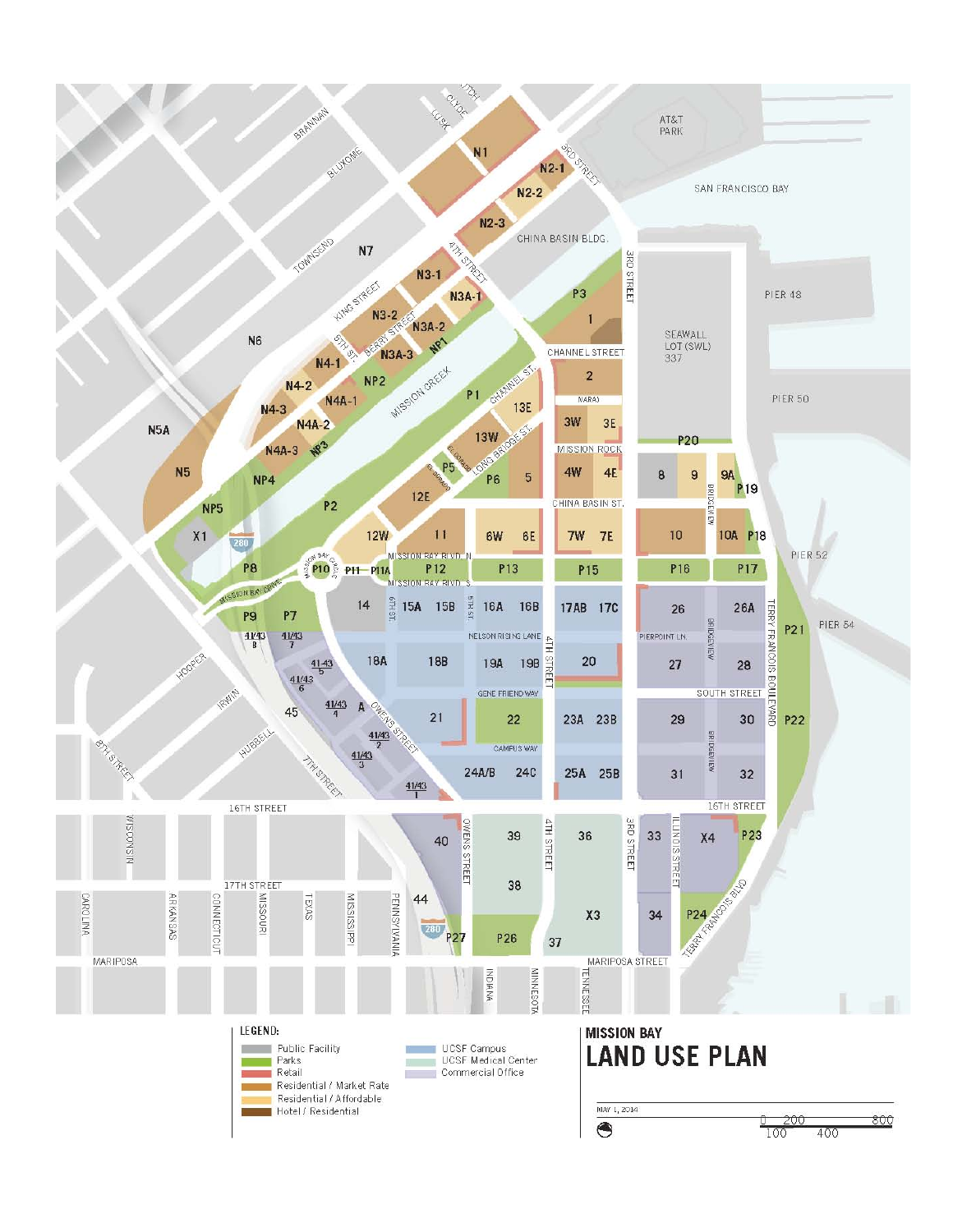# MISSION BAY LAND USE PLAN

MAY 1, 2014

LEGEND:

- Public Facility
- Parks
- Retail
- Residential / Market Rate
- Residential / Affordable
- Hotel / Residential
- UCSF Campus
- UCSF Medical Center
- Commercial Office

0 100 200 400 800